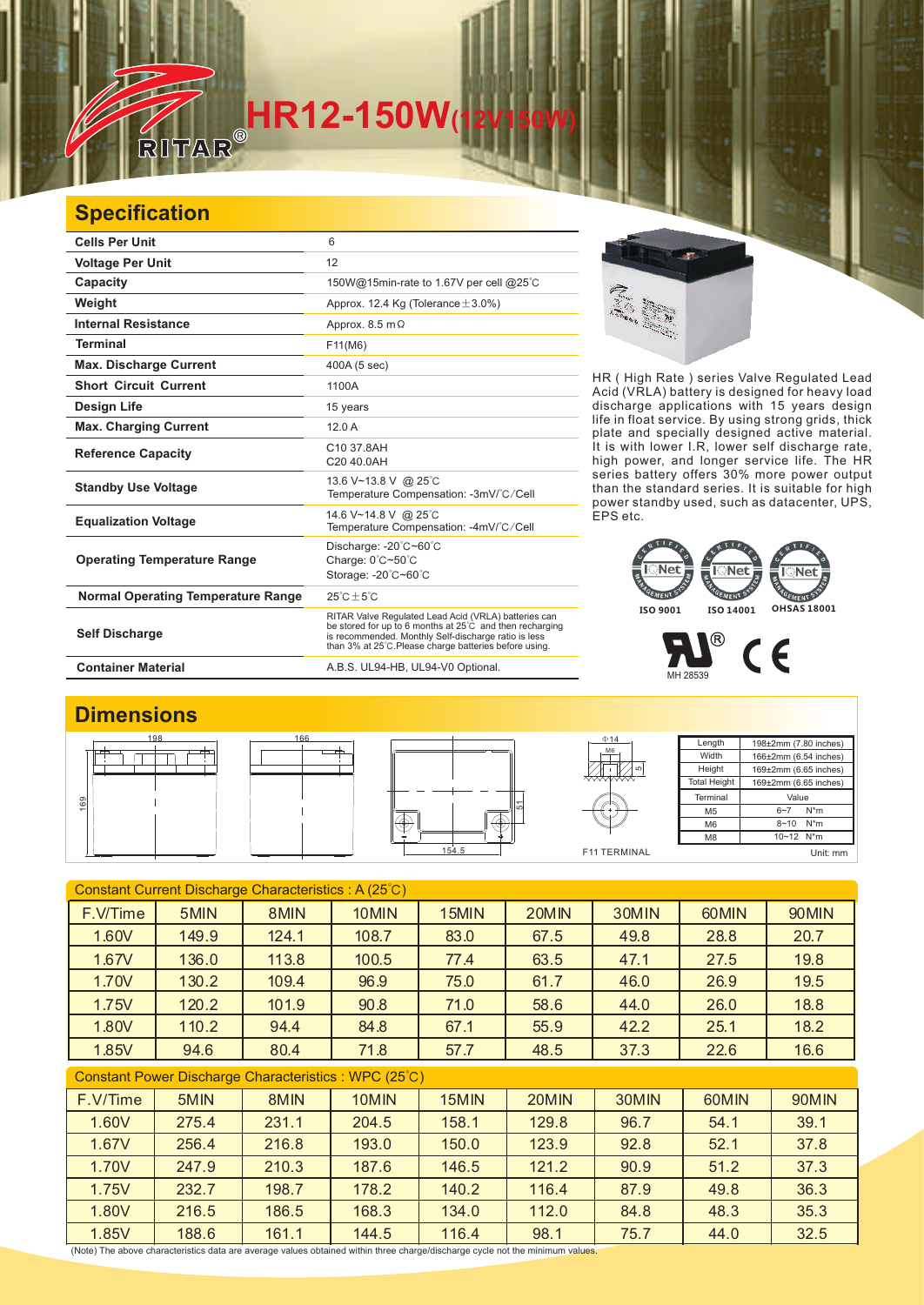# HR12-150W(12V150W)

## Specification

| | |
|---|---|
| **Cells Per Unit** | 6 |
| **Voltage Per Unit** | 12 |
| **Capacity** | 150W@15min-rate to 1.67V per cell @25°C |
| **Weight** | Approx. 12.4 Kg (Tolerance±3.0%) |
| **Internal Resistance** | Approx. 8.5 mΩ |
| **Terminal** | F11(M6) |
| **Max. Discharge Current** | 400A (5 sec) |
| **Short Circuit Current** | 1100A |
| **Design Life** | 15 years |
| **Max. Charging Current** | 12.0 A |
| **Reference Capacity** | C10 37.8AH<br>C20 40.0AH |
| **Standby Use Voltage** | 13.6 V~13.8 V @ 25°C<br>Temperature Compensation: -3mV/°C/Cell |
| **Equalization Voltage** | 14.6 V~14.8 V @ 25°C<br>Temperature Compensation: -4mV/°C/Cell |
| **Operating Temperature Range** | Discharge: -20°C~60°C<br>Charge: 0°C~50°C<br>Storage: -20°C~60°C |
| **Normal Operating Temperature Range** | 25°C±5°C |
| **Self Discharge** | RITAR Valve Regulated Lead Acid (VRLA) batteries can be stored for up to 6 months at 25°C and then recharging is recommended. Monthly Self-discharge ratio is less than 3% at 25°C.Please charge batteries before using. |
| **Container Material** | A.B.S. UL94-HB, UL94-V0 Optional. |

HR ( High Rate ) series Valve Regulated Lead Acid (VRLA) battery is designed for heavy load discharge applications with 15 years design life in float service. By using strong grids, thick plate and specially designed active material. It is with lower I.R, lower self discharge rate, high power, and longer service life. The HR series battery offers 30% more power output than the standard series. It is suitable for high power standby used, such as datacenter, UPS, EPS etc.

ISO 9001 ISO 14001 OHSAS 18001

MH 28539

## Dimensions

| Length | 198±2mm (7.80 inches) |
|---|---|
| Width | 166±2mm (6.54 inches) |
| Height | 169±2mm (6.65 inches) |
| Total Height | 169±2mm (6.65 inches) |

| Terminal | Value |
|---|---|
| M5 | 6~7 N*m |
| M6 | 8~10 N*m |
| M8 | 10~12 N*m |

F11 TERMINAL

Unit: mm

Constant Current Discharge Characteristics : A (25°C)

| F.V/Time | 5MIN | 8MIN | 10MIN | 15MIN | 20MIN | 30MIN | 60MIN | 90MIN |
|---|---|---|---|---|---|---|---|---|
| 1.60V | 149.9 | 124.1 | 108.7 | 83.0 | 67.5 | 49.8 | 28.8 | 20.7 |
| 1.67V | 136.0 | 113.8 | 100.5 | 77.4 | 63.5 | 47.1 | 27.5 | 19.8 |
| 1.70V | 130.2 | 109.4 | 96.9 | 75.0 | 61.7 | 46.0 | 26.9 | 19.5 |
| 1.75V | 120.2 | 101.9 | 90.8 | 71.0 | 58.6 | 44.0 | 26.0 | 18.8 |
| 1.80V | 110.2 | 94.4 | 84.8 | 67.1 | 55.9 | 42.2 | 25.1 | 18.2 |
| 1.85V | 94.6 | 80.4 | 71.8 | 57.7 | 48.5 | 37.3 | 22.6 | 16.6 |

Constant Power Discharge Characteristics : WPC (25°C)

| F.V/Time | 5MIN | 8MIN | 10MIN | 15MIN | 20MIN | 30MIN | 60MIN | 90MIN |
|---|---|---|---|---|---|---|---|---|
| 1.60V | 275.4 | 231.1 | 204.5 | 158.1 | 129.8 | 96.7 | 54.1 | 39.1 |
| 1.67V | 256.4 | 216.8 | 193.0 | 150.0 | 123.9 | 92.8 | 52.1 | 37.8 |
| 1.70V | 247.9 | 210.3 | 187.6 | 146.5 | 121.2 | 90.9 | 51.2 | 37.3 |
| 1.75V | 232.7 | 198.7 | 178.2 | 140.2 | 116.4 | 87.9 | 49.8 | 36.3 |
| 1.80V | 216.5 | 186.5 | 168.3 | 134.0 | 112.0 | 84.8 | 48.3 | 35.3 |
| 1.85V | 188.6 | 161.1 | 144.5 | 116.4 | 98.1 | 75.7 | 44.0 | 32.5 |

(Note) The above characteristics data are average values obtained within three charge/discharge cycle not the minimum values.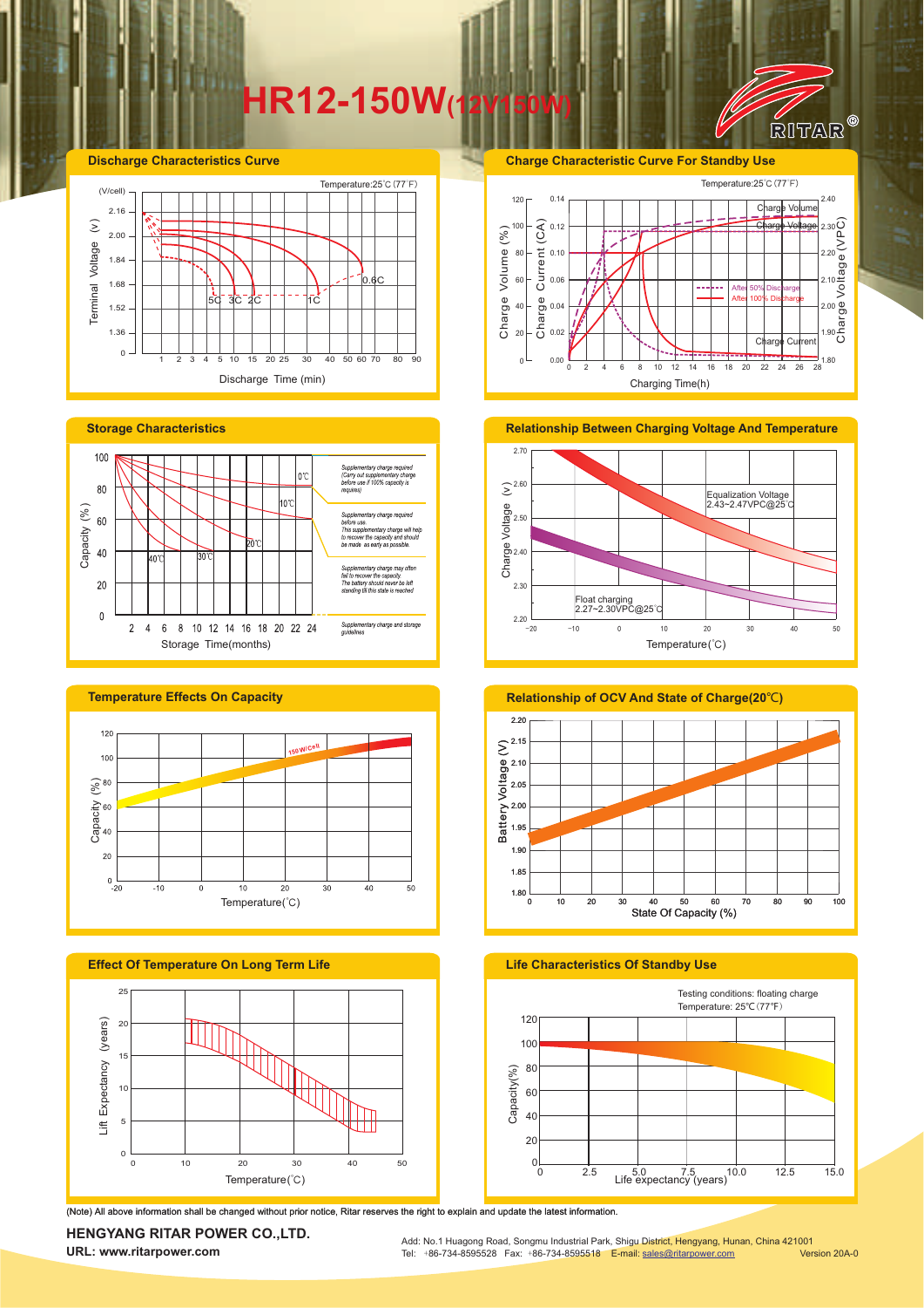# HR12-150W(12V150W)

RITAR®

## Discharge Characteristics Curve

Temperature:25℃ (77℉)

(V/cell)

Terminal Voltage (v)

2.16
2.00
1.84
1.68
1.52
1.36
0

5C 3C 2C 1C 0.6C

1 2 3 4 5 10 15 20 25 30 40 50 60 70 80 90

Discharge Time (min)

## Charge Characteristic Curve For Standby Use

Temperature:25℃ (77℉)

Charge Volume (%) 120 100 80 60 40 20 0

Charge Current (CA) 0.14 0.12 0.10 0.06 0.04 0.02 0.00

Charge Voltage (VPC) 2.40 2.30 2.20 2.10 2.00 1.90 1.80

Charge Volume

Charge Voltage

After 50% Discharge

After 100% Discharge

Charge Current

0 2 4 6 8 10 12 14 16 18 20 22 24 26 28

Charging Time(h)

## Storage Characteristics

Capacity (%) 100 80 60 40 20 0

0℃ 10℃ 20℃ 30℃ 40℃

2 4 6 8 10 12 14 16 18 20 22 24

Storage Time(months)

*Supplementary charge required (Carry out supplementary charge before use if 100% capacity is requires)*

*Supplementary charge required before use. This supplementary charge will help to recover the capacity and should be made as early as possible.*

*Supplementary charge may often fail to recover the capacity. The battery should never be left standing till this state is reached*

*Supplementary charge and storage guidelines*

## Relationship Between Charging Voltage And Temperature

Charge Voltage (v) 2.70 2.60 2.50 2.40 2.30 2.20

Equalization Voltage 2.43~2.47VPC@25℃

Float charging 2.27~2.30VPC@25℃

−20 −10 0 10 20 30 40 50

Temperature(℃)

## Temperature Effects On Capacity

Capacity (%) 120 100 80 60 40 20 0

150 W/Cell

-20 -10 0 10 20 30 40 50

Temperature(℃)

## Relationship of OCV And State of Charge(20℃)

Battery Voltage (V) 2.20 2.15 2.10 2.05 2.00 1.95 1.90 1.85 1.80

0 10 20 30 40 50 60 70 80 90 100

State Of Capacity (%)

## Effect Of Temperature On Long Term Life

Lift Expectancy (years) 25 20 15 10 5 0

0 10 20 30 40 50

Temperature(℃)

## Life Characteristics Of Standby Use

Testing conditions: floating charge

Temperature: 25℃(77℉)

Capacity(%) 120 100 80 60 40 20 0

0 2.5 5.0 7.5 10.0 12.5 15.0

Life expectancy (years)

(Note) All above information shall be changed without prior notice, Ritar reserves the right to explain and update the latest information.

**HENGYANG RITAR POWER CO.,LTD.**

**URL: www.ritarpower.com**

Add: No.1 Huagong Road, Songmu Industrial Park, Shigu District, Hengyang, Hunan, China 421001

Tel: +86-734-8595528 Fax: +86-734-8595518 E-mail: sales@ritarpower.com

Version 20A-0